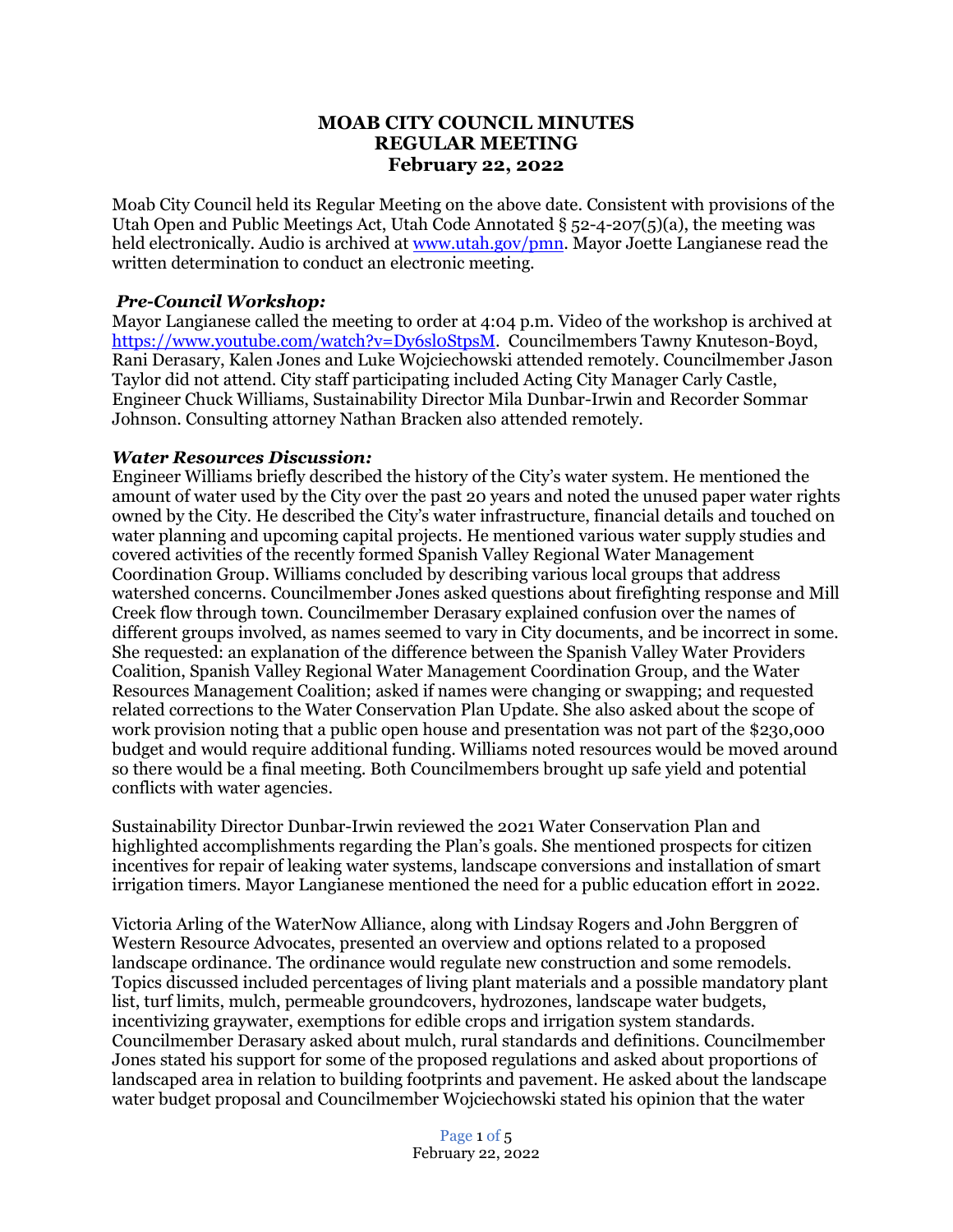# MOAB CITY COUNCIL MINUTES
# REGULAR MEETING
# February 22, 2022

Moab City Council held its Regular Meeting on the above date. Consistent with provisions of the Utah Open and Public Meetings Act, Utah Code Annotated § 52-4-207(5)(a), the meeting was held electronically. Audio is archived at [www.utah.gov/pmn](www.utah.gov/pmn). Mayor Joette Langianese read the written determination to conduct an electronic meeting.

***Pre-Council Workshop:***

Mayor Langianese called the meeting to order at 4:04 p.m. Video of the workshop is archived at [https://www.youtube.com/watch?v=Dy6sl0StpsM](https://www.youtube.com/watch?v=Dy6sl0StpsM). Councilmembers Tawny Knuteson-Boyd, Rani Derasary, Kalen Jones and Luke Wojciechowski attended remotely. Councilmember Jason Taylor did not attend. City staff participating included Acting City Manager Carly Castle, Engineer Chuck Williams, Sustainability Director Mila Dunbar-Irwin and Recorder Sommar Johnson. Consulting attorney Nathan Bracken also attended remotely.

***Water Resources Discussion:***

Engineer Williams briefly described the history of the City's water system. He mentioned the amount of water used by the City over the past 20 years and noted the unused paper water rights owned by the City. He described the City's water infrastructure, financial details and touched on water planning and upcoming capital projects. He mentioned various water supply studies and covered activities of the recently formed Spanish Valley Regional Water Management Coordination Group. Williams concluded by describing various local groups that address watershed concerns. Councilmember Jones asked questions about firefighting response and Mill Creek flow through town. Councilmember Derasary explained confusion over the names of different groups involved, as names seemed to vary in City documents, and be incorrect in some. She requested: an explanation of the difference between the Spanish Valley Water Providers Coalition, Spanish Valley Regional Water Management Coordination Group, and the Water Resources Management Coalition; asked if names were changing or swapping; and requested related corrections to the Water Conservation Plan Update. She also asked about the scope of work provision noting that a public open house and presentation was not part of the $230,000 budget and would require additional funding. Williams noted resources would be moved around so there would be a final meeting. Both Councilmembers brought up safe yield and potential conflicts with water agencies.

Sustainability Director Dunbar-Irwin reviewed the 2021 Water Conservation Plan and highlighted accomplishments regarding the Plan's goals. She mentioned prospects for citizen incentives for repair of leaking water systems, landscape conversions and installation of smart irrigation timers. Mayor Langianese mentioned the need for a public education effort in 2022.

Victoria Arling of the WaterNow Alliance, along with Lindsay Rogers and John Berggren of Western Resource Advocates, presented an overview and options related to a proposed landscape ordinance. The ordinance would regulate new construction and some remodels. Topics discussed included percentages of living plant materials and a possible mandatory plant list, turf limits, mulch, permeable groundcovers, hydrozones, landscape water budgets, incentivizing graywater, exemptions for edible crops and irrigation system standards. Councilmember Derasary asked about mulch, rural standards and definitions. Councilmember Jones stated his support for some of the proposed regulations and asked about proportions of landscaped area in relation to building footprints and pavement. He asked about the landscape water budget proposal and Councilmember Wojciechowski stated his opinion that the water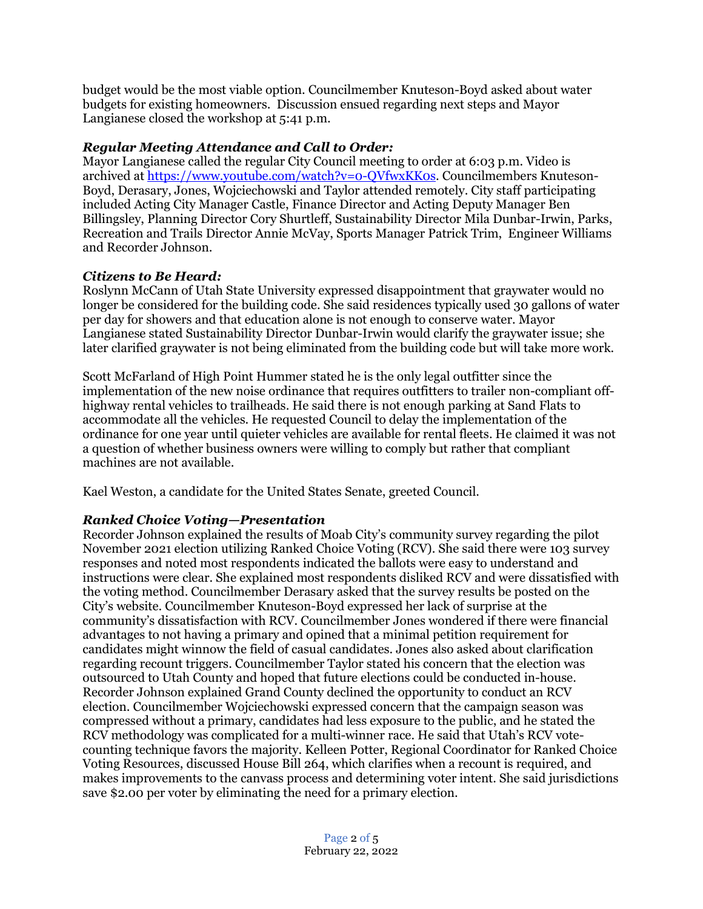budget would be the most viable option. Councilmember Knuteson-Boyd asked about water budgets for existing homeowners. Discussion ensued regarding next steps and Mayor Langianese closed the workshop at 5:41 p.m.

### *Regular Meeting Attendance and Call to Order:*

Mayor Langianese called the regular City Council meeting to order at 6:03 p.m. Video is archived at [https://www.youtube.com/watch?v=0-QVfwxKK0s](https://www.youtube.com/watch?v=0-QVfwxKK0s). Councilmembers Knuteson-Boyd, Derasary, Jones, Wojciechowski and Taylor attended remotely. City staff participating included Acting City Manager Castle, Finance Director and Acting Deputy Manager Ben Billingsley, Planning Director Cory Shurtleff, Sustainability Director Mila Dunbar-Irwin, Parks, Recreation and Trails Director Annie McVay, Sports Manager Patrick Trim, Engineer Williams and Recorder Johnson.

### *Citizens to Be Heard:*

Roslynn McCann of Utah State University expressed disappointment that graywater would no longer be considered for the building code. She said residences typically used 30 gallons of water per day for showers and that education alone is not enough to conserve water. Mayor Langianese stated Sustainability Director Dunbar-Irwin would clarify the graywater issue; she later clarified graywater is not being eliminated from the building code but will take more work.

Scott McFarland of High Point Hummer stated he is the only legal outfitter since the implementation of the new noise ordinance that requires outfitters to trailer non-compliant off-highway rental vehicles to trailheads. He said there is not enough parking at Sand Flats to accommodate all the vehicles. He requested Council to delay the implementation of the ordinance for one year until quieter vehicles are available for rental fleets. He claimed it was not a question of whether business owners were willing to comply but rather that compliant machines are not available.

Kael Weston, a candidate for the United States Senate, greeted Council.

### *Ranked Choice Voting—Presentation*

Recorder Johnson explained the results of Moab City's community survey regarding the pilot November 2021 election utilizing Ranked Choice Voting (RCV). She said there were 103 survey responses and noted most respondents indicated the ballots were easy to understand and instructions were clear. She explained most respondents disliked RCV and were dissatisfied with the voting method. Councilmember Derasary asked that the survey results be posted on the City's website. Councilmember Knuteson-Boyd expressed her lack of surprise at the community's dissatisfaction with RCV. Councilmember Jones wondered if there were financial advantages to not having a primary and opined that a minimal petition requirement for candidates might winnow the field of casual candidates. Jones also asked about clarification regarding recount triggers. Councilmember Taylor stated his concern that the election was outsourced to Utah County and hoped that future elections could be conducted in-house. Recorder Johnson explained Grand County declined the opportunity to conduct an RCV election. Councilmember Wojciechowski expressed concern that the campaign season was compressed without a primary, candidates had less exposure to the public, and he stated the RCV methodology was complicated for a multi-winner race. He said that Utah's RCV vote-counting technique favors the majority. Kelleen Potter, Regional Coordinator for Ranked Choice Voting Resources, discussed House Bill 264, which clarifies when a recount is required, and makes improvements to the canvass process and determining voter intent. She said jurisdictions save $2.00 per voter by eliminating the need for a primary election.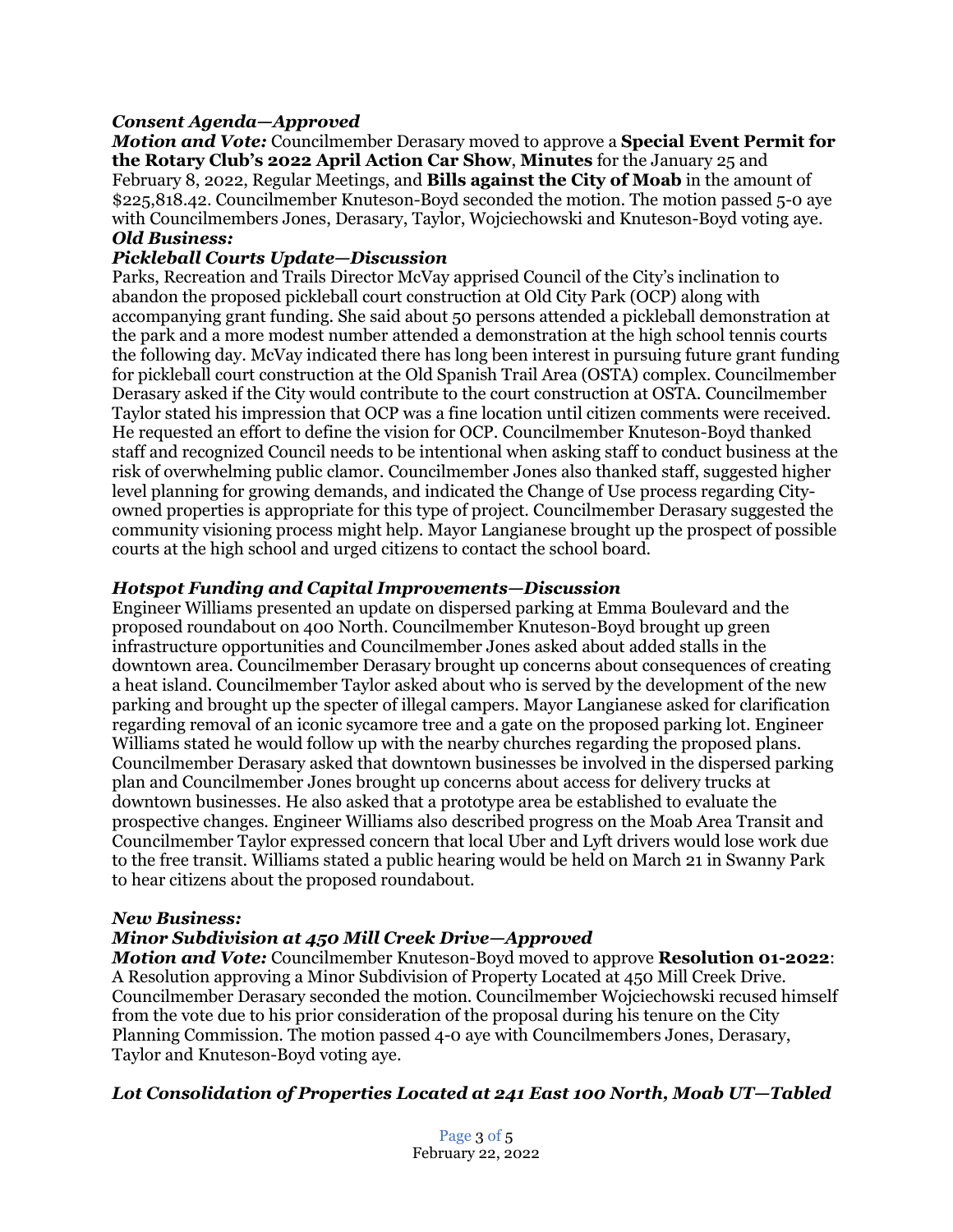### *Consent Agenda—Approved*

***Motion and Vote:*** Councilmember Derasary moved to approve a **Special Event Permit for the Rotary Club's 2022 April Action Car Show**, **Minutes** for the January 25 and February 8, 2022, Regular Meetings, and **Bills against the City of Moab** in the amount of $225,818.42. Councilmember Knuteson-Boyd seconded the motion. The motion passed 5-0 aye with Councilmembers Jones, Derasary, Taylor, Wojciechowski and Knuteson-Boyd voting aye.

### *Old Business:*

### *Pickleball Courts Update—Discussion*

Parks, Recreation and Trails Director McVay apprised Council of the City's inclination to abandon the proposed pickleball court construction at Old City Park (OCP) along with accompanying grant funding. She said about 50 persons attended a pickleball demonstration at the park and a more modest number attended a demonstration at the high school tennis courts the following day. McVay indicated there has long been interest in pursuing future grant funding for pickleball court construction at the Old Spanish Trail Area (OSTA) complex. Councilmember Derasary asked if the City would contribute to the court construction at OSTA. Councilmember Taylor stated his impression that OCP was a fine location until citizen comments were received. He requested an effort to define the vision for OCP. Councilmember Knuteson-Boyd thanked staff and recognized Council needs to be intentional when asking staff to conduct business at the risk of overwhelming public clamor. Councilmember Jones also thanked staff, suggested higher level planning for growing demands, and indicated the Change of Use process regarding City-owned properties is appropriate for this type of project. Councilmember Derasary suggested the community visioning process might help. Mayor Langianese brought up the prospect of possible courts at the high school and urged citizens to contact the school board.

### *Hotspot Funding and Capital Improvements—Discussion*

Engineer Williams presented an update on dispersed parking at Emma Boulevard and the proposed roundabout on 400 North. Councilmember Knuteson-Boyd brought up green infrastructure opportunities and Councilmember Jones asked about added stalls in the downtown area. Councilmember Derasary brought up concerns about consequences of creating a heat island. Councilmember Taylor asked about who is served by the development of the new parking and brought up the specter of illegal campers. Mayor Langianese asked for clarification regarding removal of an iconic sycamore tree and a gate on the proposed parking lot. Engineer Williams stated he would follow up with the nearby churches regarding the proposed plans. Councilmember Derasary asked that downtown businesses be involved in the dispersed parking plan and Councilmember Jones brought up concerns about access for delivery trucks at downtown businesses. He also asked that a prototype area be established to evaluate the prospective changes. Engineer Williams also described progress on the Moab Area Transit and Councilmember Taylor expressed concern that local Uber and Lyft drivers would lose work due to the free transit. Williams stated a public hearing would be held on March 21 in Swanny Park to hear citizens about the proposed roundabout.

### *New Business:*

### *Minor Subdivision at 450 Mill Creek Drive—Approved*

***Motion and Vote:*** Councilmember Knuteson-Boyd moved to approve **Resolution 01-2022**: A Resolution approving a Minor Subdivision of Property Located at 450 Mill Creek Drive. Councilmember Derasary seconded the motion. Councilmember Wojciechowski recused himself from the vote due to his prior consideration of the proposal during his tenure on the City Planning Commission. The motion passed 4-0 aye with Councilmembers Jones, Derasary, Taylor and Knuteson-Boyd voting aye.

### *Lot Consolidation of Properties Located at 241 East 100 North, Moab UT—Tabled*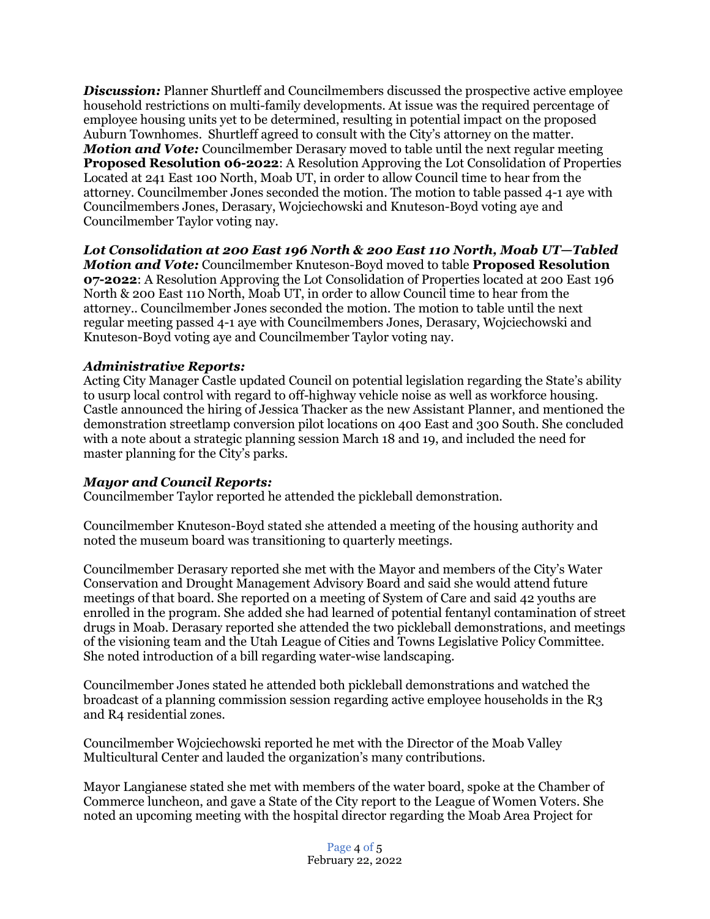***Discussion:*** Planner Shurtleff and Councilmembers discussed the prospective active employee household restrictions on multi-family developments. At issue was the required percentage of employee housing units yet to be determined, resulting in potential impact on the proposed Auburn Townhomes. Shurtleff agreed to consult with the City's attorney on the matter.
***Motion and Vote:*** Councilmember Derasary moved to table until the next regular meeting **Proposed Resolution 06-2022**: A Resolution Approving the Lot Consolidation of Properties Located at 241 East 100 North, Moab UT, in order to allow Council time to hear from the attorney. Councilmember Jones seconded the motion. The motion to table passed 4-1 aye with Councilmembers Jones, Derasary, Wojciechowski and Knuteson-Boyd voting aye and Councilmember Taylor voting nay.

***Lot Consolidation at 200 East 196 North & 200 East 110 North, Moab UT—Tabled***
***Motion and Vote:*** Councilmember Knuteson-Boyd moved to table **Proposed Resolution 07-2022**: A Resolution Approving the Lot Consolidation of Properties located at 200 East 196 North & 200 East 110 North, Moab UT, in order to allow Council time to hear from the attorney.. Councilmember Jones seconded the motion. The motion to table until the next regular meeting passed 4-1 aye with Councilmembers Jones, Derasary, Wojciechowski and Knuteson-Boyd voting aye and Councilmember Taylor voting nay.

***Administrative Reports:***
Acting City Manager Castle updated Council on potential legislation regarding the State's ability to usurp local control with regard to off-highway vehicle noise as well as workforce housing. Castle announced the hiring of Jessica Thacker as the new Assistant Planner, and mentioned the demonstration streetlamp conversion pilot locations on 400 East and 300 South. She concluded with a note about a strategic planning session March 18 and 19, and included the need for master planning for the City's parks.

***Mayor and Council Reports:***
Councilmember Taylor reported he attended the pickleball demonstration.

Councilmember Knuteson-Boyd stated she attended a meeting of the housing authority and noted the museum board was transitioning to quarterly meetings.

Councilmember Derasary reported she met with the Mayor and members of the City's Water Conservation and Drought Management Advisory Board and said she would attend future meetings of that board. She reported on a meeting of System of Care and said 42 youths are enrolled in the program. She added she had learned of potential fentanyl contamination of street drugs in Moab. Derasary reported she attended the two pickleball demonstrations, and meetings of the visioning team and the Utah League of Cities and Towns Legislative Policy Committee. She noted introduction of a bill regarding water-wise landscaping.

Councilmember Jones stated he attended both pickleball demonstrations and watched the broadcast of a planning commission session regarding active employee households in the R3 and R4 residential zones.

Councilmember Wojciechowski reported he met with the Director of the Moab Valley Multicultural Center and lauded the organization's many contributions.

Mayor Langianese stated she met with members of the water board, spoke at the Chamber of Commerce luncheon, and gave a State of the City report to the League of Women Voters. She noted an upcoming meeting with the hospital director regarding the Moab Area Project for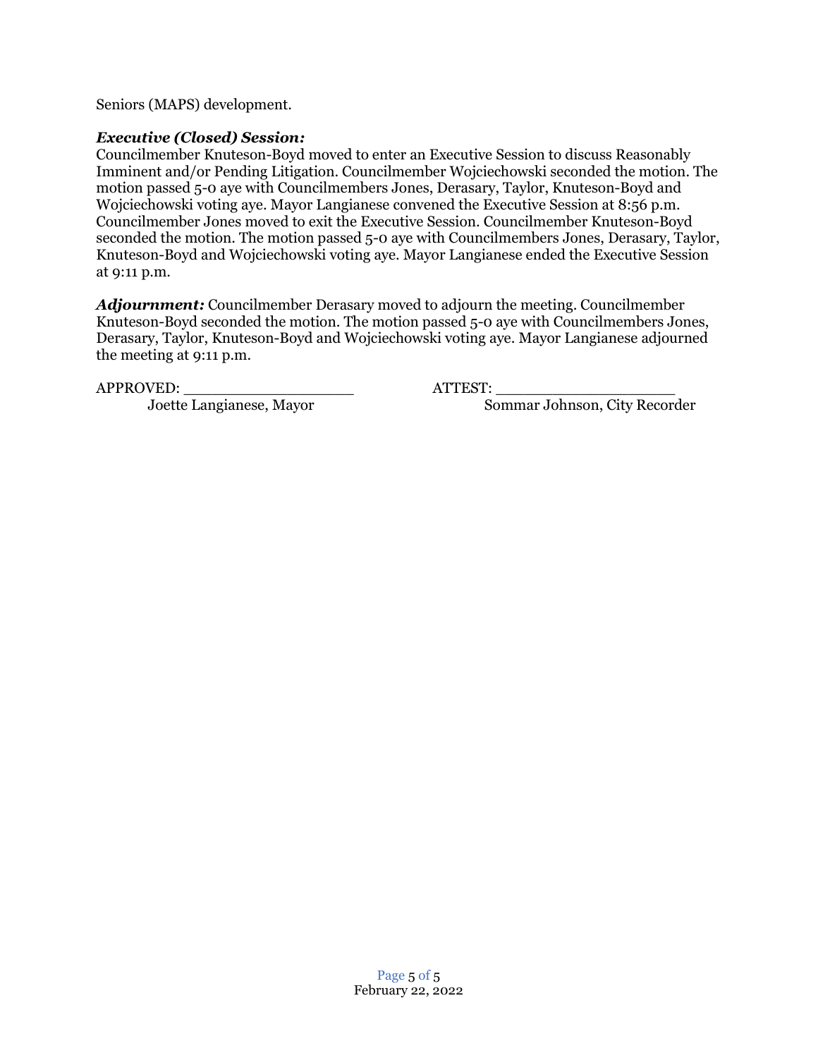Seniors (MAPS) development.

***Executive (Closed) Session:***
Councilmember Knuteson-Boyd moved to enter an Executive Session to discuss Reasonably Imminent and/or Pending Litigation. Councilmember Wojciechowski seconded the motion. The motion passed 5-0 aye with Councilmembers Jones, Derasary, Taylor, Knuteson-Boyd and Wojciechowski voting aye. Mayor Langianese convened the Executive Session at 8:56 p.m. Councilmember Jones moved to exit the Executive Session. Councilmember Knuteson-Boyd seconded the motion. The motion passed 5-0 aye with Councilmembers Jones, Derasary, Taylor, Knuteson-Boyd and Wojciechowski voting aye. Mayor Langianese ended the Executive Session at 9:11 p.m.

***Adjournment:*** Councilmember Derasary moved to adjourn the meeting. Councilmember Knuteson-Boyd seconded the motion. The motion passed 5-0 aye with Councilmembers Jones, Derasary, Taylor, Knuteson-Boyd and Wojciechowski voting aye. Mayor Langianese adjourned the meeting at 9:11 p.m.

APPROVED: ___________________
Joette Langianese, Mayor

ATTEST: ____________________
Sommar Johnson, City Recorder